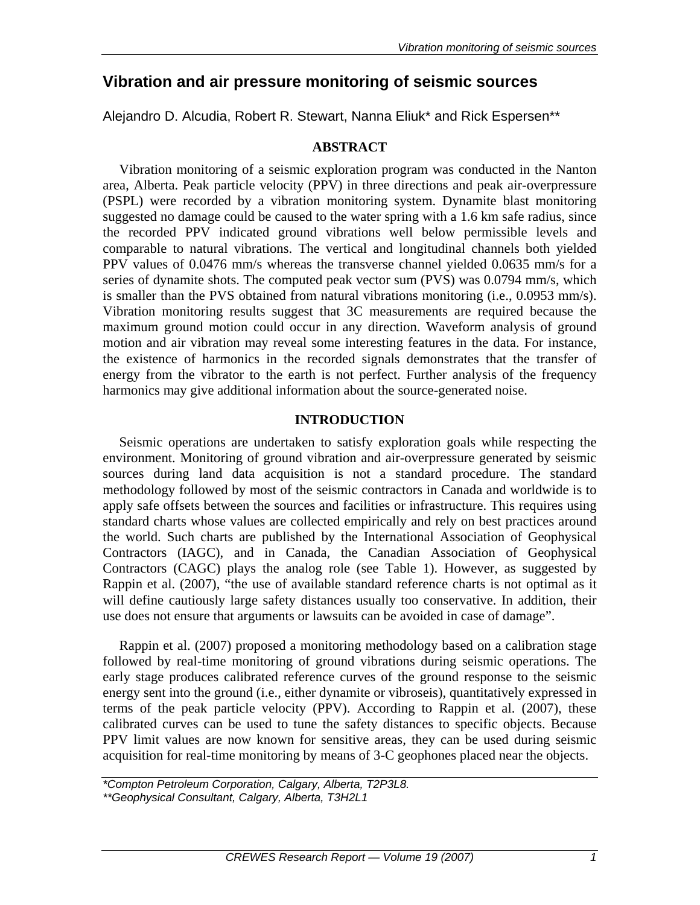# Vibration and air pressure monitoring of seismic sources

Alejandro D. Alcudia, Robert R. Stewart, Nanna Eliuk* and Rick Espersen**

## ABSTRACT

Vibration monitoring of a seismic exploration program was conducted in the Nanton area, Alberta. Peak particle velocity (PPV) in three directions and peak air-overpressure (PSPL) were recorded by a vibration monitoring system. Dynamite blast monitoring suggested no damage could be caused to the water spring with a 1.6 km safe radius, since the recorded PPV indicated ground vibrations well below permissible levels and comparable to natural vibrations. The vertical and longitudinal channels both yielded PPV values of 0.0476 mm/s whereas the transverse channel yielded 0.0635 mm/s for a series of dynamite shots. The computed peak vector sum (PVS) was 0.0794 mm/s, which is smaller than the PVS obtained from natural vibrations monitoring (i.e., 0.0953 mm/s). Vibration monitoring results suggest that 3C measurements are required because the maximum ground motion could occur in any direction. Waveform analysis of ground motion and air vibration may reveal some interesting features in the data. For instance, the existence of harmonics in the recorded signals demonstrates that the transfer of energy from the vibrator to the earth is not perfect. Further analysis of the frequency harmonics may give additional information about the source-generated noise.

## INTRODUCTION

Seismic operations are undertaken to satisfy exploration goals while respecting the environment. Monitoring of ground vibration and air-overpressure generated by seismic sources during land data acquisition is not a standard procedure. The standard methodology followed by most of the seismic contractors in Canada and worldwide is to apply safe offsets between the sources and facilities or infrastructure. This requires using standard charts whose values are collected empirically and rely on best practices around the world. Such charts are published by the International Association of Geophysical Contractors (IAGC), and in Canada, the Canadian Association of Geophysical Contractors (CAGC) plays the analog role (see Table 1). However, as suggested by Rappin et al. (2007), "the use of available standard reference charts is not optimal as it will define cautiously large safety distances usually too conservative. In addition, their use does not ensure that arguments or lawsuits can be avoided in case of damage".

Rappin et al. (2007) proposed a monitoring methodology based on a calibration stage followed by real-time monitoring of ground vibrations during seismic operations. The early stage produces calibrated reference curves of the ground response to the seismic energy sent into the ground (i.e., either dynamite or vibroseis), quantitatively expressed in terms of the peak particle velocity (PPV). According to Rappin et al. (2007), these calibrated curves can be used to tune the safety distances to specific objects. Because PPV limit values are now known for sensitive areas, they can be used during seismic acquisition for real-time monitoring by means of 3-C geophones placed near the objects.

*Compton Petroleum Corporation, Calgary, Alberta, T2P3L8.
**Geophysical Consultant, Calgary, Alberta, T3H2L1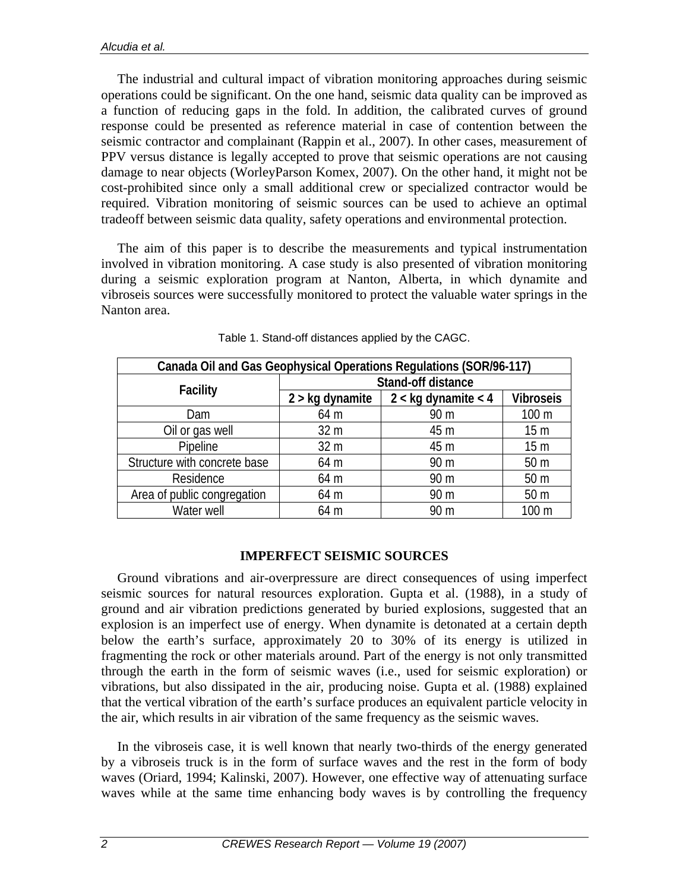The industrial and cultural impact of vibration monitoring approaches during seismic operations could be significant. On the one hand, seismic data quality can be improved as a function of reducing gaps in the fold. In addition, the calibrated curves of ground response could be presented as reference material in case of contention between the seismic contractor and complainant (Rappin et al., 2007). In other cases, measurement of PPV versus distance is legally accepted to prove that seismic operations are not causing damage to near objects (WorleyParson Komex, 2007). On the other hand, it might not be cost-prohibited since only a small additional crew or specialized contractor would be required. Vibration monitoring of seismic sources can be used to achieve an optimal tradeoff between seismic data quality, safety operations and environmental protection.

The aim of this paper is to describe the measurements and typical instrumentation involved in vibration monitoring. A case study is also presented of vibration monitoring during a seismic exploration program at Nanton, Alberta, in which dynamite and vibroseis sources were successfully monitored to protect the valuable water springs in the Nanton area.

Table 1. Stand-off distances applied by the CAGC.

| Canada Oil and Gas Geophysical Operations Regulations (SOR/96-117) | | | |
|---|---|---|---|
| Facility | Stand-off distance | | |
| | 2 > kg dynamite | 2 < kg dynamite < 4 | Vibroseis |
| Dam | 64 m | 90 m | 100 m |
| Oil or gas well | 32 m | 45 m | 15 m |
| Pipeline | 32 m | 45 m | 15 m |
| Structure with concrete base | 64 m | 90 m | 50 m |
| Residence | 64 m | 90 m | 50 m |
| Area of public congregation | 64 m | 90 m | 50 m |
| Water well | 64 m | 90 m | 100 m |

## IMPERFECT SEISMIC SOURCES

Ground vibrations and air-overpressure are direct consequences of using imperfect seismic sources for natural resources exploration. Gupta et al. (1988), in a study of ground and air vibration predictions generated by buried explosions, suggested that an explosion is an imperfect use of energy. When dynamite is detonated at a certain depth below the earth's surface, approximately 20 to 30% of its energy is utilized in fragmenting the rock or other materials around. Part of the energy is not only transmitted through the earth in the form of seismic waves (i.e., used for seismic exploration) or vibrations, but also dissipated in the air, producing noise. Gupta et al. (1988) explained that the vertical vibration of the earth's surface produces an equivalent particle velocity in the air, which results in air vibration of the same frequency as the seismic waves.

In the vibroseis case, it is well known that nearly two-thirds of the energy generated by a vibroseis truck is in the form of surface waves and the rest in the form of body waves (Oriard, 1994; Kalinski, 2007). However, one effective way of attenuating surface waves while at the same time enhancing body waves is by controlling the frequency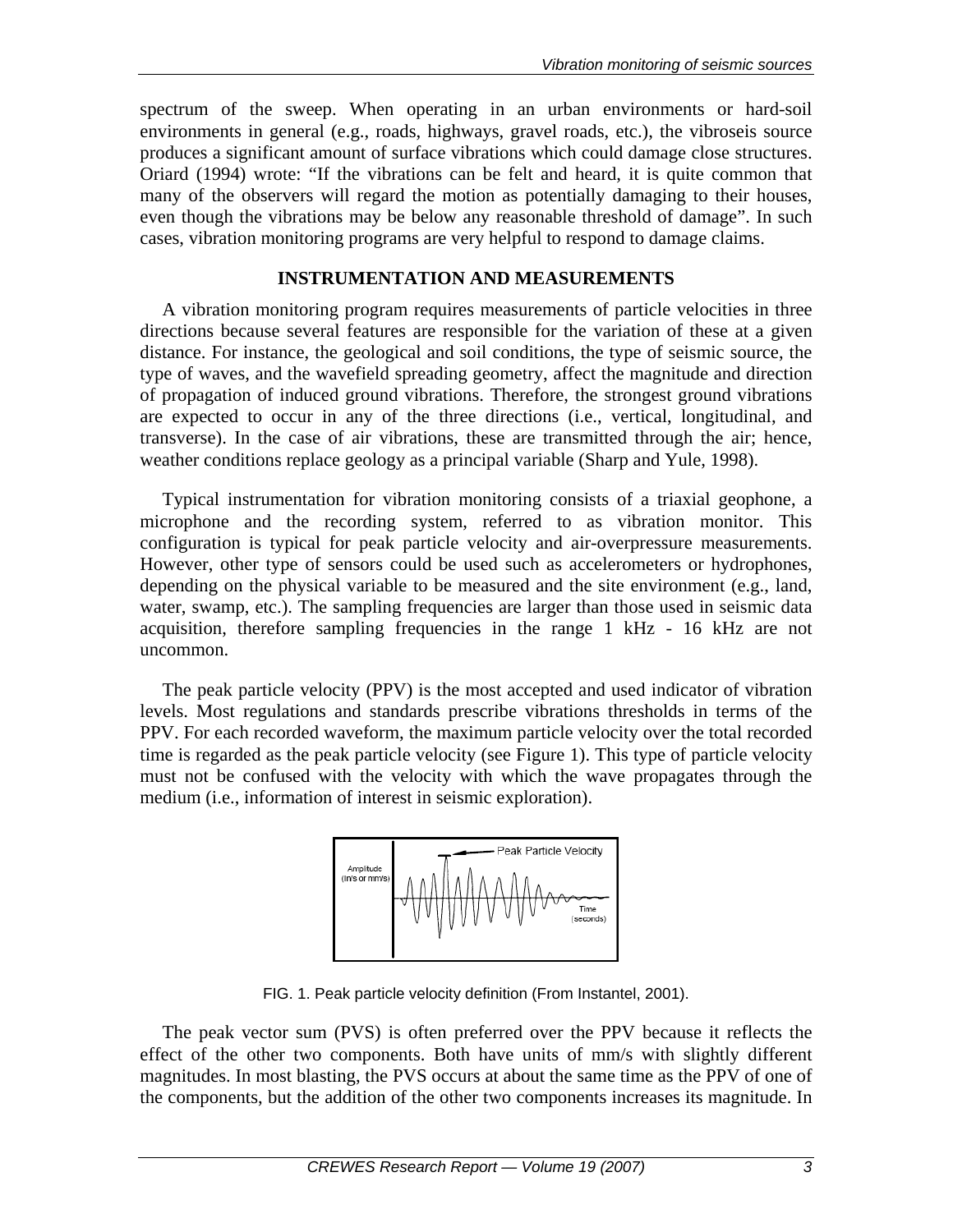spectrum of the sweep. When operating in an urban environments or hard-soil environments in general (e.g., roads, highways, gravel roads, etc.), the vibroseis source produces a significant amount of surface vibrations which could damage close structures. Oriard (1994) wrote: "If the vibrations can be felt and heard, it is quite common that many of the observers will regard the motion as potentially damaging to their houses, even though the vibrations may be below any reasonable threshold of damage". In such cases, vibration monitoring programs are very helpful to respond to damage claims.

## INSTRUMENTATION AND MEASUREMENTS

A vibration monitoring program requires measurements of particle velocities in three directions because several features are responsible for the variation of these at a given distance. For instance, the geological and soil conditions, the type of seismic source, the type of waves, and the wavefield spreading geometry, affect the magnitude and direction of propagation of induced ground vibrations. Therefore, the strongest ground vibrations are expected to occur in any of the three directions (i.e., vertical, longitudinal, and transverse). In the case of air vibrations, these are transmitted through the air; hence, weather conditions replace geology as a principal variable (Sharp and Yule, 1998).

Typical instrumentation for vibration monitoring consists of a triaxial geophone, a microphone and the recording system, referred to as vibration monitor. This configuration is typical for peak particle velocity and air-overpressure measurements. However, other type of sensors could be used such as accelerometers or hydrophones, depending on the physical variable to be measured and the site environment (e.g., land, water, swamp, etc.). The sampling frequencies are larger than those used in seismic data acquisition, therefore sampling frequencies in the range 1 kHz - 16 kHz are not uncommon.

The peak particle velocity (PPV) is the most accepted and used indicator of vibration levels. Most regulations and standards prescribe vibrations thresholds in terms of the PPV. For each recorded waveform, the maximum particle velocity over the total recorded time is regarded as the peak particle velocity (see Figure 1). This type of particle velocity must not be confused with the velocity with which the wave propagates through the medium (i.e., information of interest in seismic exploration).

FIG. 1. Peak particle velocity definition (From Instantel, 2001).

The peak vector sum (PVS) is often preferred over the PPV because it reflects the effect of the other two components. Both have units of mm/s with slightly different magnitudes. In most blasting, the PVS occurs at about the same time as the PPV of one of the components, but the addition of the other two components increases its magnitude. In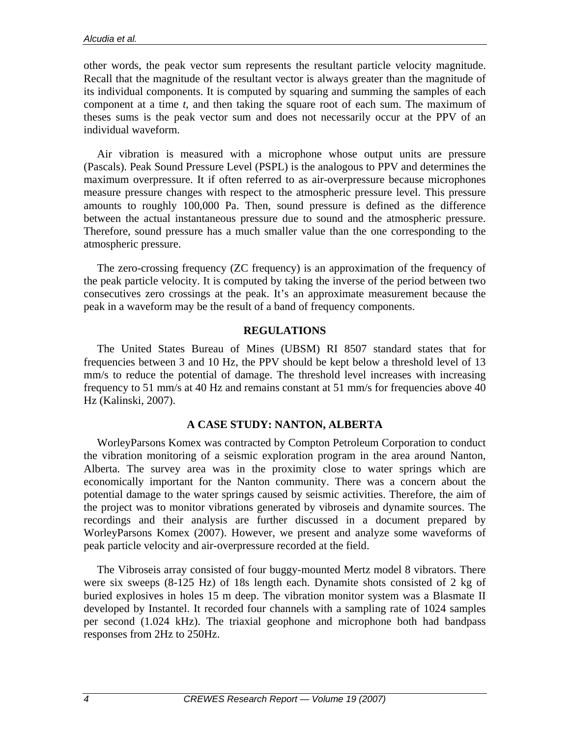other words, the peak vector sum represents the resultant particle velocity magnitude. Recall that the magnitude of the resultant vector is always greater than the magnitude of its individual components. It is computed by squaring and summing the samples of each component at a time *t*, and then taking the square root of each sum. The maximum of theses sums is the peak vector sum and does not necessarily occur at the PPV of an individual waveform.

Air vibration is measured with a microphone whose output units are pressure (Pascals). Peak Sound Pressure Level (PSPL) is the analogous to PPV and determines the maximum overpressure. It if often referred to as air-overpressure because microphones measure pressure changes with respect to the atmospheric pressure level. This pressure amounts to roughly 100,000 Pa. Then, sound pressure is defined as the difference between the actual instantaneous pressure due to sound and the atmospheric pressure. Therefore, sound pressure has a much smaller value than the one corresponding to the atmospheric pressure.

The zero-crossing frequency (ZC frequency) is an approximation of the frequency of the peak particle velocity. It is computed by taking the inverse of the period between two consecutives zero crossings at the peak. It's an approximate measurement because the peak in a waveform may be the result of a band of frequency components.

## REGULATIONS

The United States Bureau of Mines (UBSM) RI 8507 standard states that for frequencies between 3 and 10 Hz, the PPV should be kept below a threshold level of 13 mm/s to reduce the potential of damage. The threshold level increases with increasing frequency to 51 mm/s at 40 Hz and remains constant at 51 mm/s for frequencies above 40 Hz (Kalinski, 2007).

## A CASE STUDY: NANTON, ALBERTA

WorleyParsons Komex was contracted by Compton Petroleum Corporation to conduct the vibration monitoring of a seismic exploration program in the area around Nanton, Alberta. The survey area was in the proximity close to water springs which are economically important for the Nanton community. There was a concern about the potential damage to the water springs caused by seismic activities. Therefore, the aim of the project was to monitor vibrations generated by vibroseis and dynamite sources. The recordings and their analysis are further discussed in a document prepared by WorleyParsons Komex (2007). However, we present and analyze some waveforms of peak particle velocity and air-overpressure recorded at the field.

The Vibroseis array consisted of four buggy-mounted Mertz model 8 vibrators. There were six sweeps (8-125 Hz) of 18s length each. Dynamite shots consisted of 2 kg of buried explosives in holes 15 m deep. The vibration monitor system was a Blasmate II developed by Instantel. It recorded four channels with a sampling rate of 1024 samples per second (1.024 kHz). The triaxial geophone and microphone both had bandpass responses from 2Hz to 250Hz.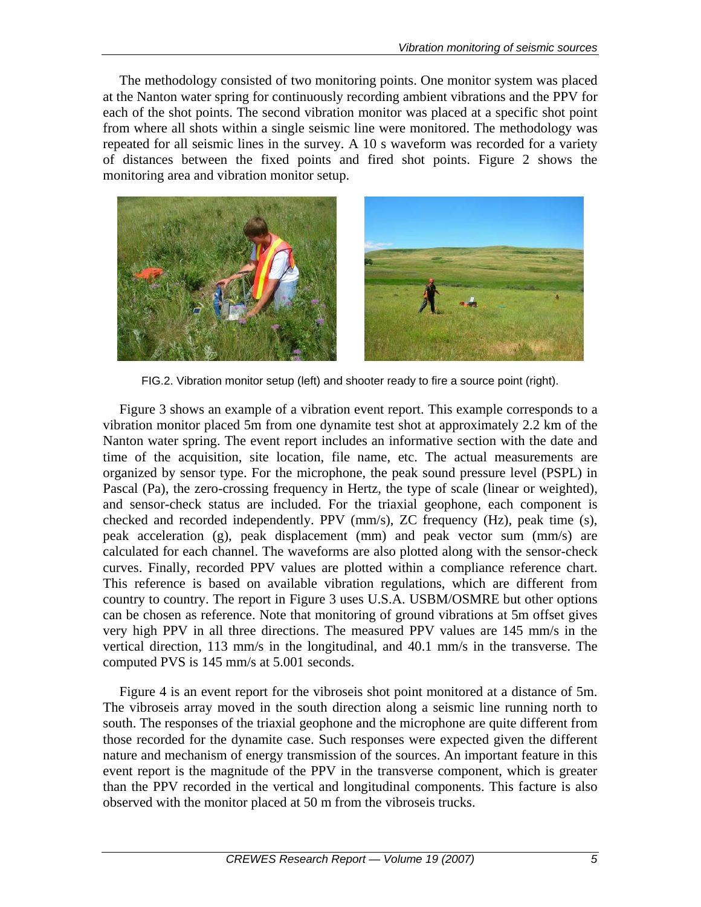The methodology consisted of two monitoring points. One monitor system was placed at the Nanton water spring for continuously recording ambient vibrations and the PPV for each of the shot points. The second vibration monitor was placed at a specific shot point from where all shots within a single seismic line were monitored. The methodology was repeated for all seismic lines in the survey. A 10 s waveform was recorded for a variety of distances between the fixed points and fired shot points. Figure 2 shows the monitoring area and vibration monitor setup.

FIG.2. Vibration monitor setup (left) and shooter ready to fire a source point (right).

Figure 3 shows an example of a vibration event report. This example corresponds to a vibration monitor placed 5m from one dynamite test shot at approximately 2.2 km of the Nanton water spring. The event report includes an informative section with the date and time of the acquisition, site location, file name, etc. The actual measurements are organized by sensor type. For the microphone, the peak sound pressure level (PSPL) in Pascal (Pa), the zero-crossing frequency in Hertz, the type of scale (linear or weighted), and sensor-check status are included. For the triaxial geophone, each component is checked and recorded independently. PPV (mm/s), ZC frequency (Hz), peak time (s), peak acceleration (g), peak displacement (mm) and peak vector sum (mm/s) are calculated for each channel. The waveforms are also plotted along with the sensor-check curves. Finally, recorded PPV values are plotted within a compliance reference chart. This reference is based on available vibration regulations, which are different from country to country. The report in Figure 3 uses U.S.A. USBM/OSMRE but other options can be chosen as reference. Note that monitoring of ground vibrations at 5m offset gives very high PPV in all three directions. The measured PPV values are 145 mm/s in the vertical direction, 113 mm/s in the longitudinal, and 40.1 mm/s in the transverse. The computed PVS is 145 mm/s at 5.001 seconds.

Figure 4 is an event report for the vibroseis shot point monitored at a distance of 5m. The vibroseis array moved in the south direction along a seismic line running north to south. The responses of the triaxial geophone and the microphone are quite different from those recorded for the dynamite case. Such responses were expected given the different nature and mechanism of energy transmission of the sources. An important feature in this event report is the magnitude of the PPV in the transverse component, which is greater than the PPV recorded in the vertical and longitudinal components. This facture is also observed with the monitor placed at 50 m from the vibroseis trucks.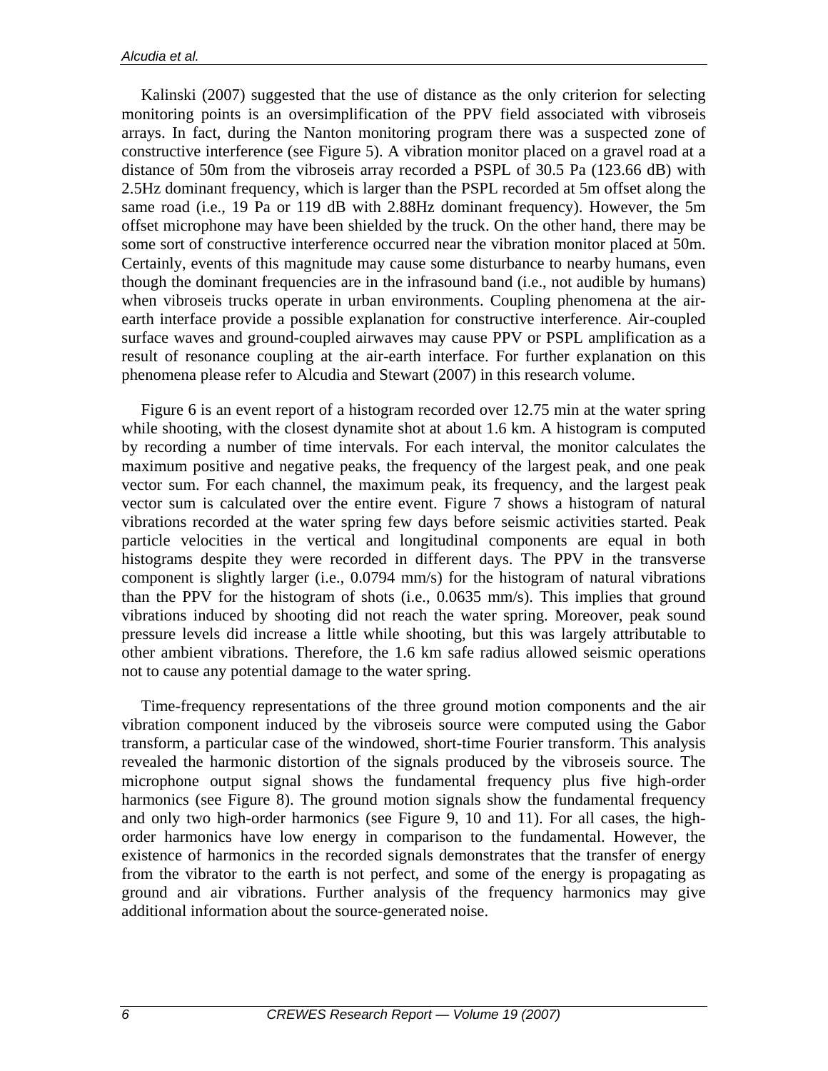Kalinski (2007) suggested that the use of distance as the only criterion for selecting monitoring points is an oversimplification of the PPV field associated with vibroseis arrays. In fact, during the Nanton monitoring program there was a suspected zone of constructive interference (see Figure 5). A vibration monitor placed on a gravel road at a distance of 50m from the vibroseis array recorded a PSPL of 30.5 Pa (123.66 dB) with 2.5Hz dominant frequency, which is larger than the PSPL recorded at 5m offset along the same road (i.e., 19 Pa or 119 dB with 2.88Hz dominant frequency). However, the 5m offset microphone may have been shielded by the truck. On the other hand, there may be some sort of constructive interference occurred near the vibration monitor placed at 50m. Certainly, events of this magnitude may cause some disturbance to nearby humans, even though the dominant frequencies are in the infrasound band (i.e., not audible by humans) when vibroseis trucks operate in urban environments. Coupling phenomena at the air-earth interface provide a possible explanation for constructive interference. Air-coupled surface waves and ground-coupled airwaves may cause PPV or PSPL amplification as a result of resonance coupling at the air-earth interface. For further explanation on this phenomena please refer to Alcudia and Stewart (2007) in this research volume.

Figure 6 is an event report of a histogram recorded over 12.75 min at the water spring while shooting, with the closest dynamite shot at about 1.6 km. A histogram is computed by recording a number of time intervals. For each interval, the monitor calculates the maximum positive and negative peaks, the frequency of the largest peak, and one peak vector sum. For each channel, the maximum peak, its frequency, and the largest peak vector sum is calculated over the entire event. Figure 7 shows a histogram of natural vibrations recorded at the water spring few days before seismic activities started. Peak particle velocities in the vertical and longitudinal components are equal in both histograms despite they were recorded in different days. The PPV in the transverse component is slightly larger (i.e., 0.0794 mm/s) for the histogram of natural vibrations than the PPV for the histogram of shots (i.e., 0.0635 mm/s). This implies that ground vibrations induced by shooting did not reach the water spring. Moreover, peak sound pressure levels did increase a little while shooting, but this was largely attributable to other ambient vibrations. Therefore, the 1.6 km safe radius allowed seismic operations not to cause any potential damage to the water spring.

Time-frequency representations of the three ground motion components and the air vibration component induced by the vibroseis source were computed using the Gabor transform, a particular case of the windowed, short-time Fourier transform. This analysis revealed the harmonic distortion of the signals produced by the vibroseis source. The microphone output signal shows the fundamental frequency plus five high-order harmonics (see Figure 8). The ground motion signals show the fundamental frequency and only two high-order harmonics (see Figure 9, 10 and 11). For all cases, the high-order harmonics have low energy in comparison to the fundamental. However, the existence of harmonics in the recorded signals demonstrates that the transfer of energy from the vibrator to the earth is not perfect, and some of the energy is propagating as ground and air vibrations. Further analysis of the frequency harmonics may give additional information about the source-generated noise.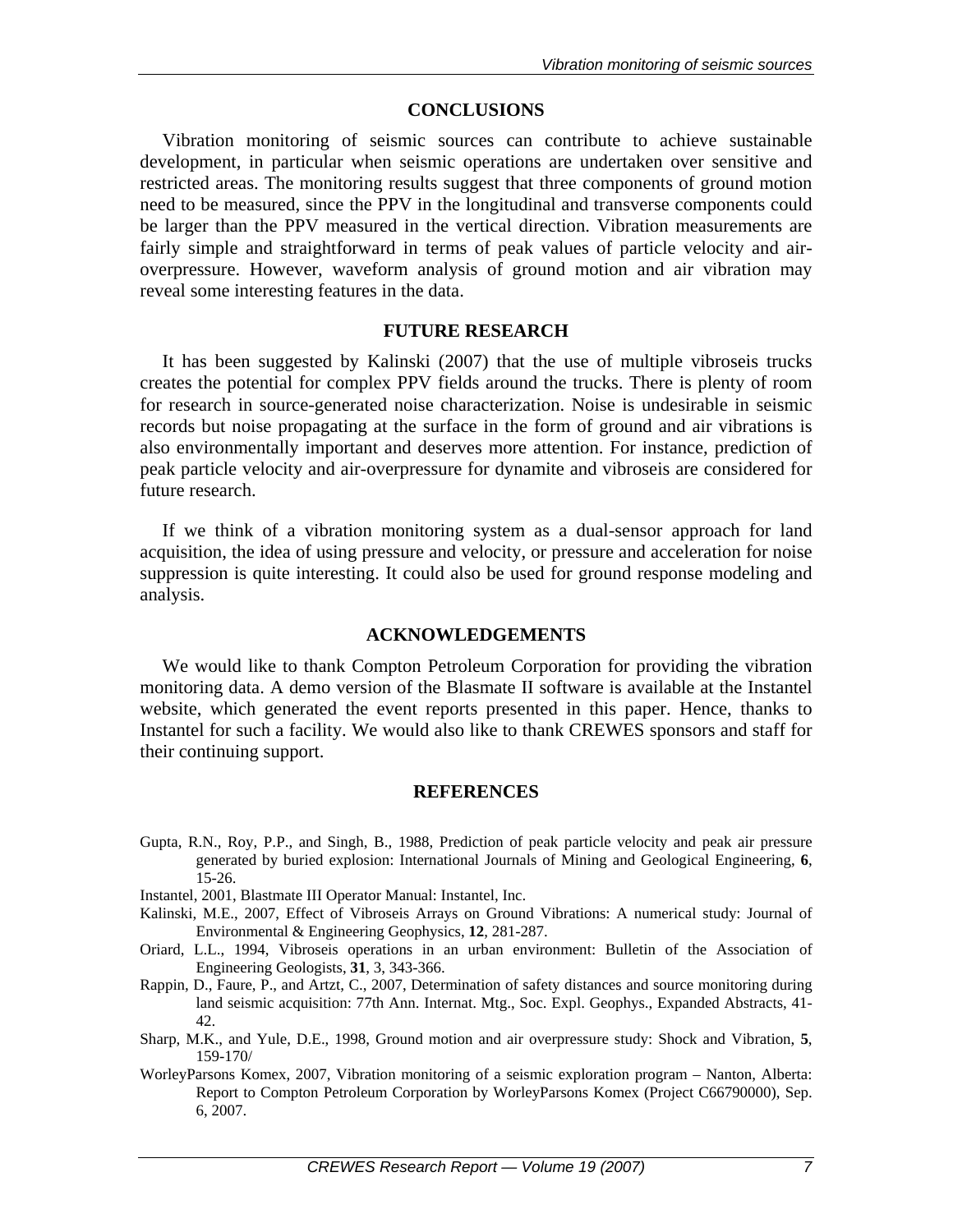## CONCLUSIONS

Vibration monitoring of seismic sources can contribute to achieve sustainable development, in particular when seismic operations are undertaken over sensitive and restricted areas. The monitoring results suggest that three components of ground motion need to be measured, since the PPV in the longitudinal and transverse components could be larger than the PPV measured in the vertical direction. Vibration measurements are fairly simple and straightforward in terms of peak values of particle velocity and air-overpressure. However, waveform analysis of ground motion and air vibration may reveal some interesting features in the data.

## FUTURE RESEARCH

It has been suggested by Kalinski (2007) that the use of multiple vibroseis trucks creates the potential for complex PPV fields around the trucks. There is plenty of room for research in source-generated noise characterization. Noise is undesirable in seismic records but noise propagating at the surface in the form of ground and air vibrations is also environmentally important and deserves more attention. For instance, prediction of peak particle velocity and air-overpressure for dynamite and vibroseis are considered for future research.

If we think of a vibration monitoring system as a dual-sensor approach for land acquisition, the idea of using pressure and velocity, or pressure and acceleration for noise suppression is quite interesting. It could also be used for ground response modeling and analysis.

## ACKNOWLEDGEMENTS

We would like to thank Compton Petroleum Corporation for providing the vibration monitoring data. A demo version of the Blasmate II software is available at the Instantel website, which generated the event reports presented in this paper. Hence, thanks to Instantel for such a facility. We would also like to thank CREWES sponsors and staff for their continuing support.

## REFERENCES

Gupta, R.N., Roy, P.P., and Singh, B., 1988, Prediction of peak particle velocity and peak air pressure generated by buried explosion: International Journals of Mining and Geological Engineering, **6**, 15-26.

Instantel, 2001, Blastmate III Operator Manual: Instantel, Inc.

Kalinski, M.E., 2007, Effect of Vibroseis Arrays on Ground Vibrations: A numerical study: Journal of Environmental & Engineering Geophysics, **12**, 281-287.

Oriard, L.L., 1994, Vibroseis operations in an urban environment: Bulletin of the Association of Engineering Geologists, **31**, 3, 343-366.

Rappin, D., Faure, P., and Artzt, C., 2007, Determination of safety distances and source monitoring during land seismic acquisition: 77th Ann. Internat. Mtg., Soc. Expl. Geophys., Expanded Abstracts, 41-42.

Sharp, M.K., and Yule, D.E., 1998, Ground motion and air overpressure study: Shock and Vibration, **5**, 159-170/

WorleyParsons Komex, 2007, Vibration monitoring of a seismic exploration program – Nanton, Alberta: Report to Compton Petroleum Corporation by WorleyParsons Komex (Project C66790000), Sep. 6, 2007.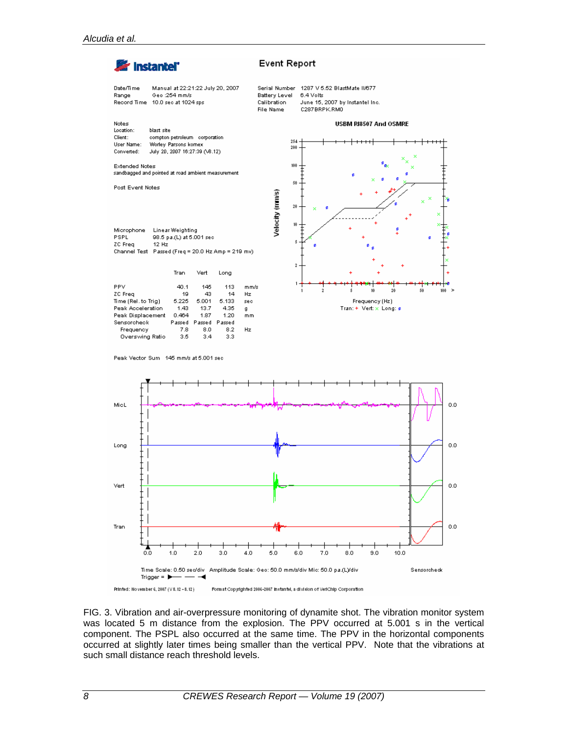**Instantel** — **Event Report**

| | |
|---|---|
| Date/Time | Manual at 22:21:22 July 20, 2007 |
| Range | Geo :254 mm/s |
| Record Time | 10.0 sec at 1024 sps |

| | |
|---|---|
| Serial Number | 1287 V 5.52 BlastMate II/677 |
| Battery Level | 6.4 Volts |
| Calibration | June 15, 2007 by Instantel Inc. |
| File Name | C287BRPK.RM0 |

Notes
Location: blast site
Client: compton petroleum corporation
User Name: Worley Parsons komex
Converted: July 20, 2007 16:27:39 (V8.12)

Extended Notes
sandbagged and pointed at road ambient measurement

Post Event Notes

Microphone: Linear Weighting
PSPL: 98.5 pa.(L) at 5.001 sec
ZC Freq: 12 Hz
Channel Test: Passed (Freq = 20.0 Hz Amp = 219 mv)

| | Tran | Vert | Long | |
|---|---|---|---|---|
| PPV | 40.1 | 145 | 113 | mm/s |
| ZC Freq | 19 | 43 | 14 | Hz |
| Time (Rel. to Trig) | 5.225 | 5.001 | 5.133 | sec |
| Peak Acceleration | 1.43 | 13.7 | 4.35 | g |
| Peak Displacement | 0.464 | 1.87 | 1.20 | mm |
| Sensorcheck | Passed | Passed | Passed | |
| Frequency | 7.8 | 8.0 | 8.2 | Hz |
| Overswing Ratio | 3.5 | 3.4 | 3.3 | |

Peak Vector Sum 145 mm/s at 5.001 sec

Time Scale: 0.50 sec/div Amplitude Scale: Geo: 50.0 mm/s/div Mic: 50.0 pa.(L)/div
Trigger = ▶— —◀

Printed: November 6, 2007 (V 8.12 - 8.12) Format Copyrighted 2006-2007 Instantel, a division of VeriChip Corporation

FIG. 3. Vibration and air-overpressure monitoring of dynamite shot. The vibration monitor system was located 5 m distance from the explosion. The PPV occurred at 5.001 s in the vertical component. The PSPL also occurred at the same time. The PPV in the horizontal components occurred at slightly later times being smaller than the vertical PPV. Note that the vibrations at such small distance reach threshold levels.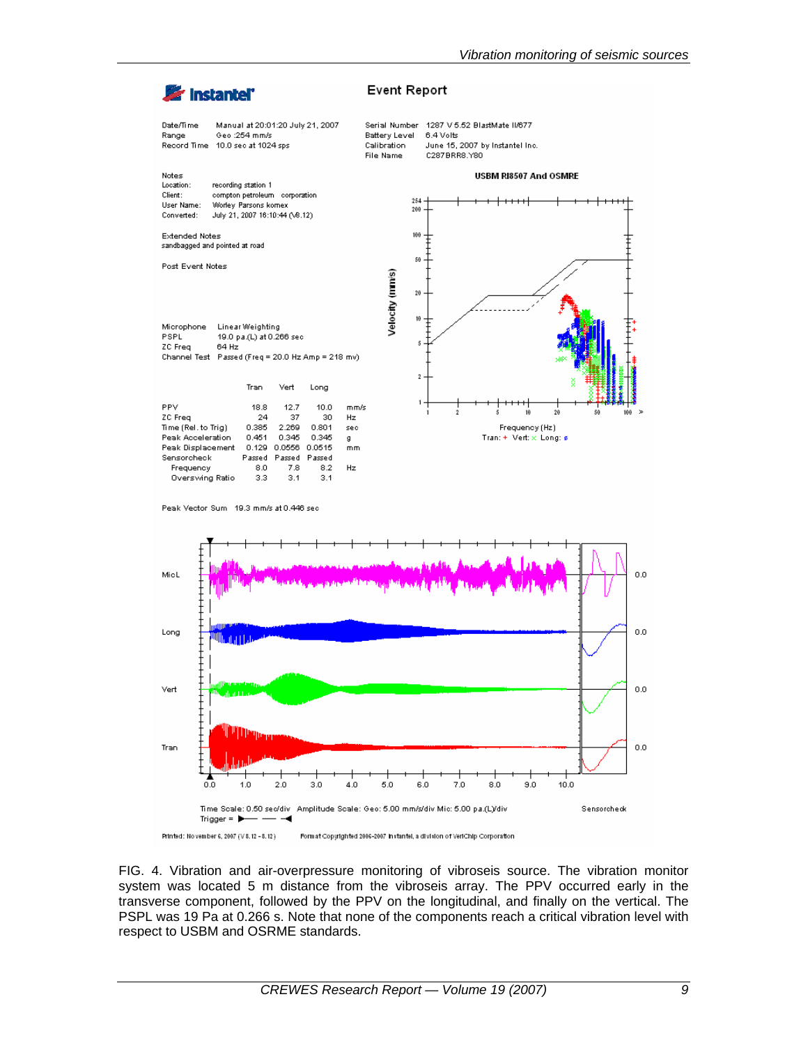Instantel®

**Event Report**

| | |
|---|---|
| Date/Time | Manual at 20:01:20 July 21, 2007 |
| Range | Geo :254 mm/s |
| Record Time | 10.0 sec at 1024 sps |

| | |
|---|---|
| Serial Number | 1287 V 5.52 BlastMate II/677 |
| Battery Level | 6.4 Volts |
| Calibration | June 15, 2007 by Instantel Inc. |
| File Name | C287BRR8.Y80 |

Notes

| | |
|---|---|
| Location: | recording station 1 |
| Client: | compton petroleum corporation |
| User Name: | Worley Parsons komex |
| Converted: | July 21, 2007 16:10:44 (V8.12) |

Extended Notes
sandbagged and pointed at road

Post Event Notes

| | |
|---|---|
| Microphone | Linear Weighting |
| PSPL | 19.0 pa.(L) at 0.266 sec |
| ZC Freq | 64 Hz |
| Channel Test | Passed (Freq = 20.0 Hz Amp = 218 mv) |

| | Tran | Vert | Long | |
|---|---|---|---|---|
| PPV | 18.8 | 12.7 | 10.0 | mm/s |
| ZC Freq | 24 | 37 | 30 | Hz |
| Time (Rel. to Trig) | 0.385 | 2.269 | 0.801 | sec |
| Peak Acceleration | 0.451 | 0.345 | 0.345 | g |
| Peak Displacement | 0.129 | 0.0556 | 0.0515 | mm |
| Sensorcheck | Passed | Passed | Passed | |
| Frequency | 8.0 | 7.8 | 8.2 | Hz |
| Overswing Ratio | 3.3 | 3.1 | 3.1 | |

Peak Vector Sum 19.3 mm/s at 0.446 sec

Time Scale: 0.50 sec/div Amplitude Scale: Geo: 5.00 mm/s/div Mic: 5.00 pa.(L)/div
Trigger = ▶— —◀

Printed: November 6, 2007 (V 8.12 - 8.12) Format Copyrighted 2006-2007 Instantel, a division of VeriChip Corporation

FIG. 4. Vibration and air-overpressure monitoring of vibroseis source. The vibration monitor system was located 5 m distance from the vibroseis array. The PPV occurred early in the transverse component, followed by the PPV on the longitudinal, and finally on the vertical. The PSPL was 19 Pa at 0.266 s. Note that none of the components reach a critical vibration level with respect to USBM and OSRME standards.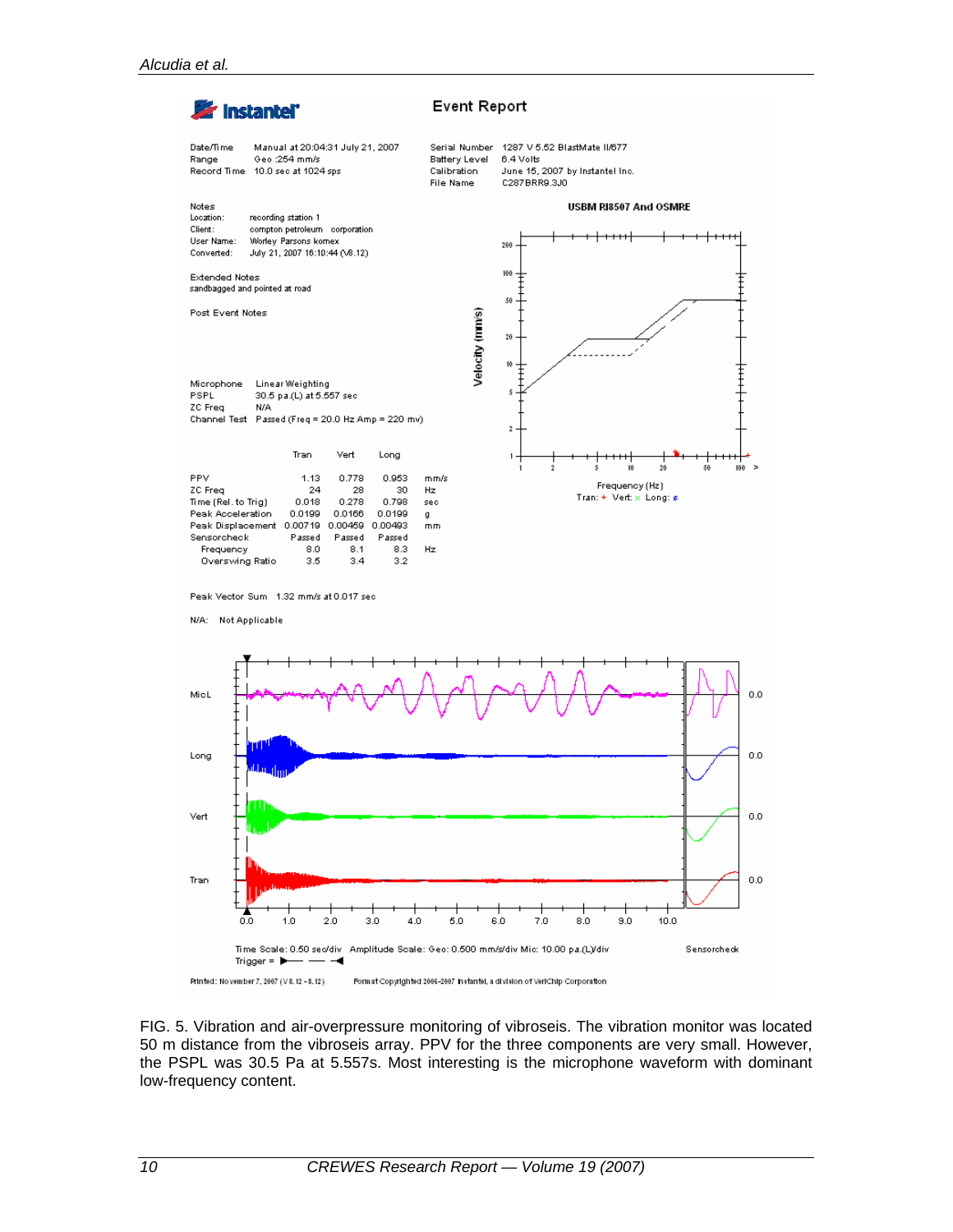Instantel®

# Event Report

| | |
|---|---|
| Date/Time | Manual at 20:04:31 July 21, 2007 |
| Range | Geo :254 mm/s |
| Record Time | 10.0 sec at 1024 sps |

| | |
|---|---|
| Serial Number | 1287 V 5.52 BlastMate II/677 |
| Battery Level | 6.4 Volts |
| Calibration | June 15, 2007 by Instantel Inc. |
| File Name | C287BRR9.3J0 |

Notes
Location: recording station 1
Client: compton petroleum corporation
User Name: Worley Parsons komex
Converted: July 21, 2007 16:10:44 (V8.12)

Extended Notes
sandbagged and pointed at road

Post Event Notes

Microphone Linear Weighting
PSPL 30.5 pa.(L) at 5.557 sec
ZC Freq N/A
Channel Test Passed (Freq = 20.0 Hz Amp = 220 mv)

| | Tran | Vert | Long | |
|---|---|---|---|---|
| PPV | 1.13 | 0.778 | 0.953 | mm/s |
| ZC Freq | 24 | 28 | 30 | Hz |
| Time (Rel. to Trig) | 0.018 | 0.278 | 0.798 | sec |
| Peak Acceleration | 0.0199 | 0.0166 | 0.0199 | g |
| Peak Displacement | 0.00719 | 0.00459 | 0.00493 | mm |
| Sensorcheck | Passed | Passed | Passed | |
| Frequency | 8.0 | 8.1 | 8.3 | Hz |
| Overswing Ratio | 3.5 | 3.4 | 3.2 | |

Peak Vector Sum 1.32 mm/s at 0.017 sec

N/A: Not Applicable

USBM RI8507 And OSMRE

Time Scale: 0.50 sec/div Amplitude Scale: Geo: 0.500 mm/s/div Mic: 10.00 pa.(L)/div

Printed: November 7, 2007 (V 8.12 - 8.12) Format Copyrighted 2006-2007 Instantel, a division of VeriChip Corporation

FIG. 5. Vibration and air-overpressure monitoring of vibroseis. The vibration monitor was located 50 m distance from the vibroseis array. PPV for the three components are very small. However, the PSPL was 30.5 Pa at 5.557s. Most interesting is the microphone waveform with dominant low-frequency content.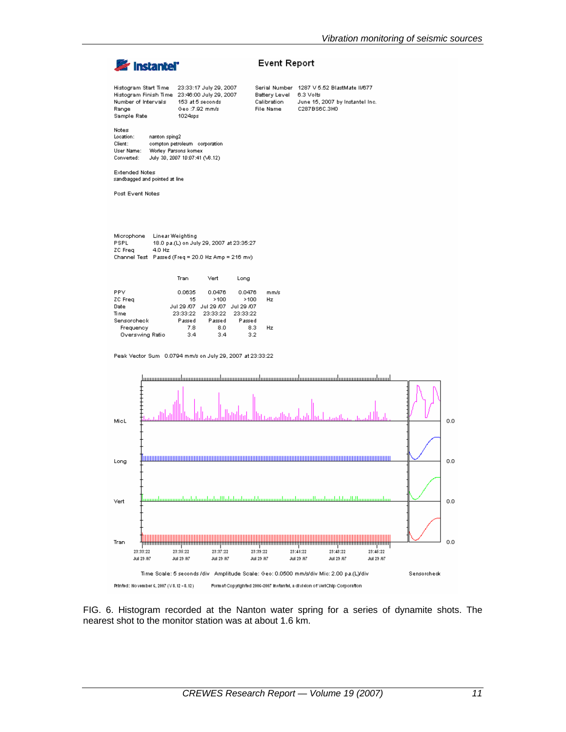**Instantel**

**Event Report**

Histogram Start Time 23:33:17 July 29, 2007
Histogram Finish Time 23:46:00 July 29, 2007
Number of Intervals 153 at 5 seconds
Range Geo :7.92 mm/s
Sample Rate 1024sps

Serial Number 1287 V 5.52 BlastMate II/677
Battery Level 6.3 Volts
Calibration June 15, 2007 by Instantel Inc.
File Name C287BS6C.3H0

Notes
Location: nanton sping2
Client: compton petroleum corporation
User Name: Worley Parsons komex
Converted: July 30, 2007 10:07:41 (V8.12)

Extended Notes
sandbagged and pointed at line

Post Event Notes

Microphone Linear Weighting
PSPL 18.0 pa.(L) on July 29, 2007 at 23:35:27
ZC Freq 4.0 Hz
Channel Test Passed (Freq = 20.0 Hz Amp = 216 mv)

| | Tran | Vert | Long | |
|---|---|---|---|---|
| PPV | 0.0635 | 0.0476 | 0.0476 | mm/s |
| ZC Freq | 15 | >100 | >100 | Hz |
| Date | Jul 29 /07 | Jul 29 /07 | Jul 29 /07 | |
| Time | 23:33:22 | 23:33:22 | 23:33:22 | |
| Sensorcheck | Passed | Passed | Passed | |
| Frequency | 7.8 | 8.0 | 8.3 | Hz |
| Overswing Ratio | 3.4 | 3.4 | 3.2 | |

Peak Vector Sum 0.0794 mm/s on July 29, 2007 at 23:33:22

Time Scale: 5 seconds /div Amplitude Scale: Geo: 0.0500 mm/s/div Mic: 2.00 pa.(L)/div Sensorcheck

Printed: November 6, 2007 (V 8.12 - 8.12) Format Copyrighted 2006-2007 Instantel, a division of VeriChip Corporation

FIG. 6. Histogram recorded at the Nanton water spring for a series of dynamite shots. The nearest shot to the monitor station was at about 1.6 km.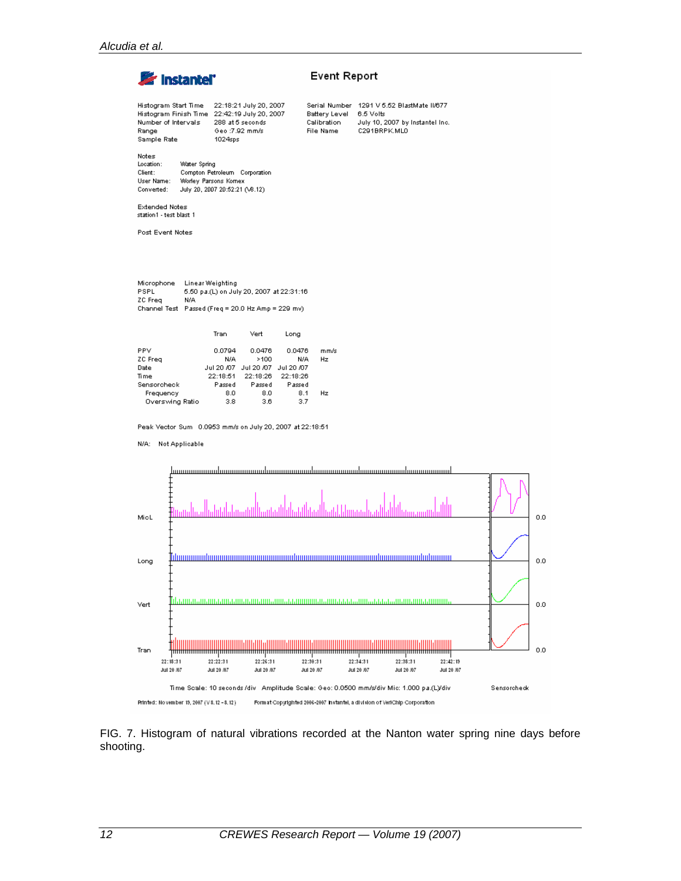**Instantel** **Event Report**

Histogram Start Time 22:18:21 July 20, 2007
Histogram Finish Time 22:42:19 July 20, 2007
Number of Intervals 288 at 5 seconds
Range Geo :7.92 mm/s
Sample Rate 1024sps

Serial Number 1291 V 5.52 BlastMate II/677
Battery Level 6.5 Volts
Calibration July 10, 2007 by Instantel Inc.
File Name C291BRPK.ML0

Notes
Location: Water Spring
Client: Compton Petroleum Corporation
User Name: Worley Parsons Komex
Converted: July 20, 2007 20:52:21 (V8.12)

Extended Notes
station1 - test blast 1

Post Event Notes

Microphone Linear Weighting
PSPL 5.50 pa.(L) on July 20, 2007 at 22:31:16
ZC Freq N/A
Channel Test Passed (Freq = 20.0 Hz Amp = 229 mv)

| | Tran | Vert | Long | |
|---|---|---|---|---|
| PPV | 0.0794 | 0.0476 | 0.0476 | mm/s |
| ZC Freq | N/A | >100 | N/A | Hz |
| Date | Jul 20 /07 | Jul 20 /07 | Jul 20 /07 | |
| Time | 22:18:51 | 22:18:26 | 22:18:26 | |
| Sensorcheck | Passed | Passed | Passed | |
| Frequency | 8.0 | 8.0 | 8.1 | Hz |
| Overswing Ratio | 3.8 | 3.6 | 3.7 | |

Peak Vector Sum 0.0953 mm/s on July 20, 2007 at 22:18:51

N/A: Not Applicable

Time Scale: 10 seconds /div Amplitude Scale: Geo: 0.0500 mm/s/div Mic: 1.000 pa.(L)/div Sensorcheck

Printed: November 19, 2007 (V 8.12 - 8.12) Format Copyrighted 2006-2007 Instantel, a division of VeriChip Corporation

FIG. 7. Histogram of natural vibrations recorded at the Nanton water spring nine days before shooting.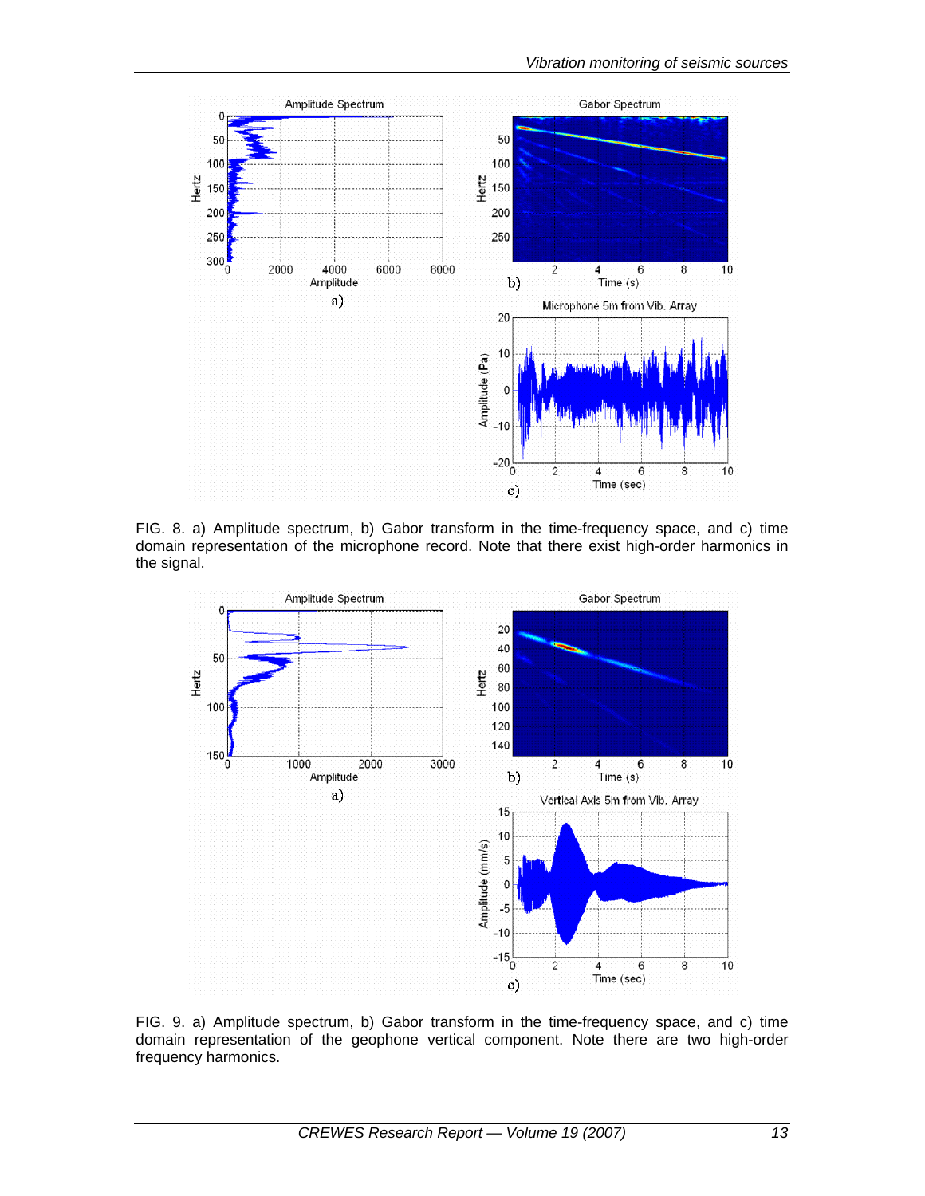FIG. 8. a) Amplitude spectrum, b) Gabor transform in the time-frequency space, and c) time domain representation of the microphone record. Note that there exist high-order harmonics in the signal.

FIG. 9. a) Amplitude spectrum, b) Gabor transform in the time-frequency space, and c) time domain representation of the geophone vertical component. Note there are two high-order frequency harmonics.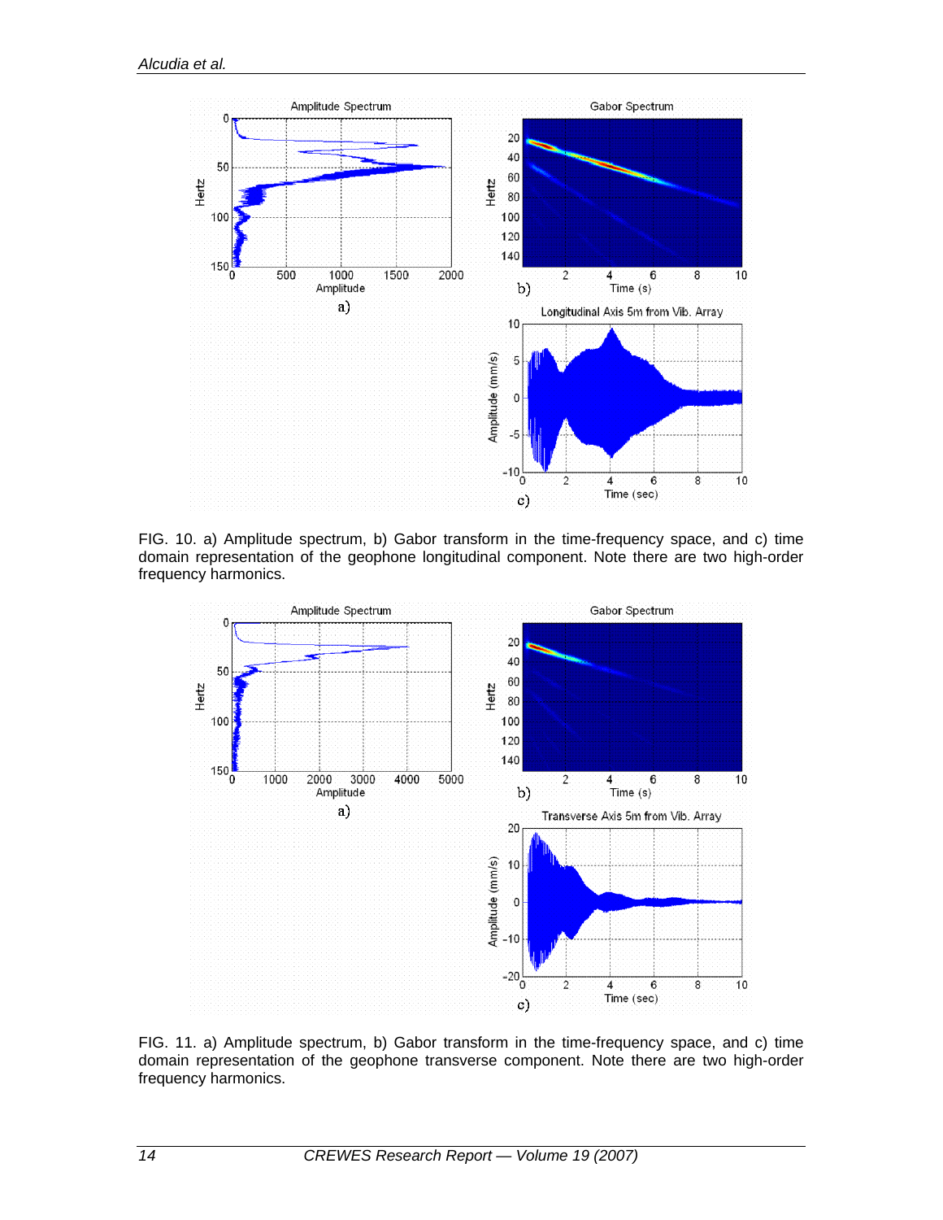Amplitude Spectrum

Hertz

0

50

100

150

0

500

1000

1500

2000

Amplitude

a)

Gabor Spectrum

Hertz

20

40

60

80

100

120

140

2

4

6

8

10

Time (s)

b)

Longitudinal Axis 5m from Vib. Array

Amplitude (mm/s)

10

5

0

-5

-10

0

2

4

6

8

10

Time (sec)

c)

FIG. 10. a) Amplitude spectrum, b) Gabor transform in the time-frequency space, and c) time domain representation of the geophone longitudinal component. Note there are two high-order frequency harmonics.

Amplitude Spectrum

Hertz

0

50

100

150

0

1000

2000

3000

4000

5000

Amplitude

a)

Gabor Spectrum

Hertz

20

40

60

80

100

120

140

2

4

6

8

10

Time (s)

b)

Transverse Axis 5m from Vib. Array

Amplitude (mm/s)

20

10

0

-10

-20

0

2

4

6

8

10

Time (sec)

c)

FIG. 11. a) Amplitude spectrum, b) Gabor transform in the time-frequency space, and c) time domain representation of the geophone transverse component. Note there are two high-order frequency harmonics.